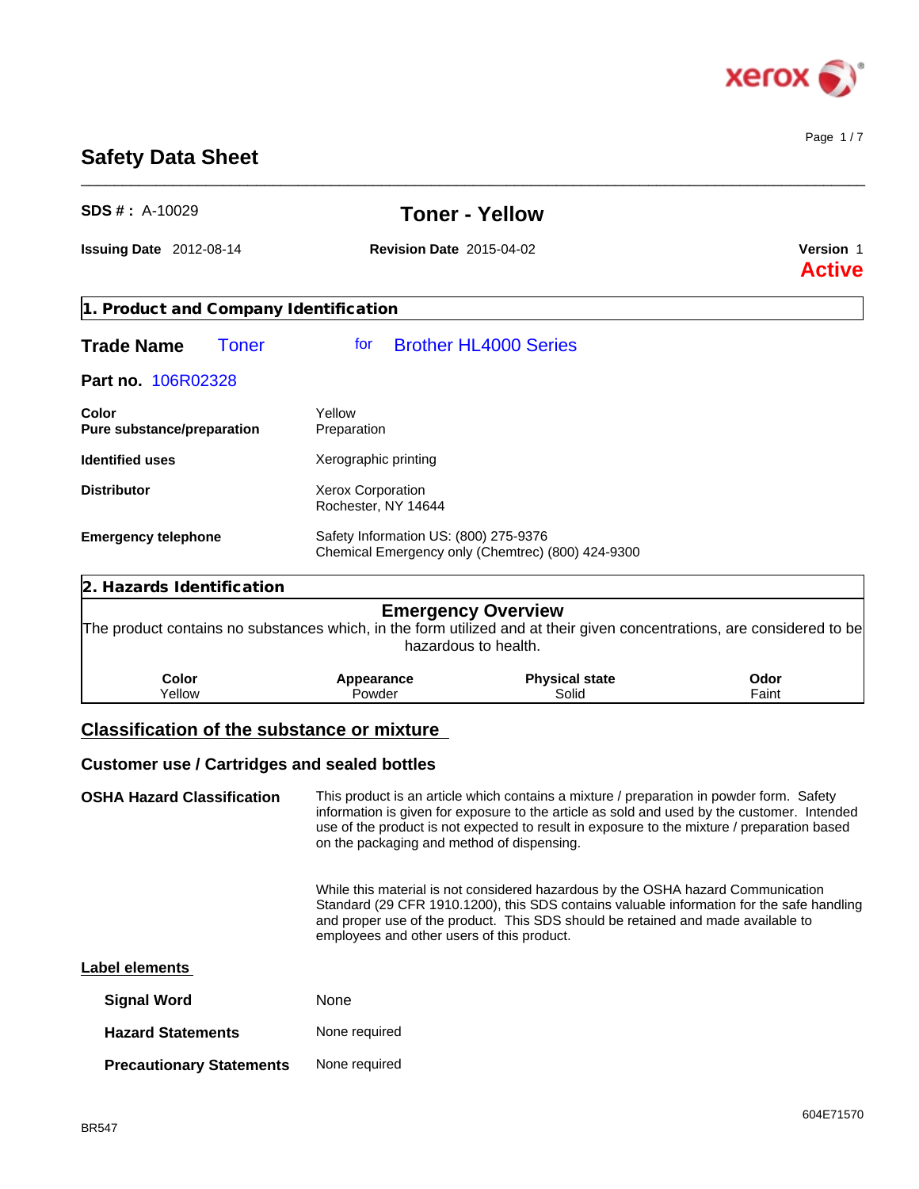# Safety Data Sheet

**SDS # :** A-10029

## Toner - Yellow

**Issuing Date** 2012-08-14 **Revision Date** 2015-04-02 **Version** 1

**Active**

## 1. Product and Company Identification

**Trade Name** Toner for Brother HL4000 Series

**Part no.** 106R02328

| | |
|---|---|
| **Color** | Yellow |
| **Pure substance/preparation** | Preparation |
| **Identified uses** | Xerographic printing |
| **Distributor** | Xerox Corporation<br>Rochester, NY 14644 |
| **Emergency telephone** | Safety Information US: (800) 275-9376<br>Chemical Emergency only (Chemtrec) (800) 424-9300 |

## 2. Hazards Identification

### Emergency Overview

The product contains no substances which, in the form utilized and at their given concentrations, are considered to be hazardous to health.

| Color | Appearance | Physical state | Odor |
|---|---|---|---|
| Yellow | Powder | Solid | Faint |

### Classification of the substance or mixture

### Customer use / Cartridges and sealed bottles

**OSHA Hazard Classification**

This product is an article which contains a mixture / preparation in powder form. Safety information is given for exposure to the article as sold and used by the customer. Intended use of the product is not expected to result in exposure to the mixture / preparation based on the packaging and method of dispensing.

While this material is not considered hazardous by the OSHA hazard Communication Standard (29 CFR 1910.1200), this SDS contains valuable information for the safe handling and proper use of the product. This SDS should be retained and made available to employees and other users of this product.

### Label elements

| | |
|---|---|
| **Signal Word** | None |
| **Hazard Statements** | None required |
| **Precautionary Statements** | None required |

BR547 604E71570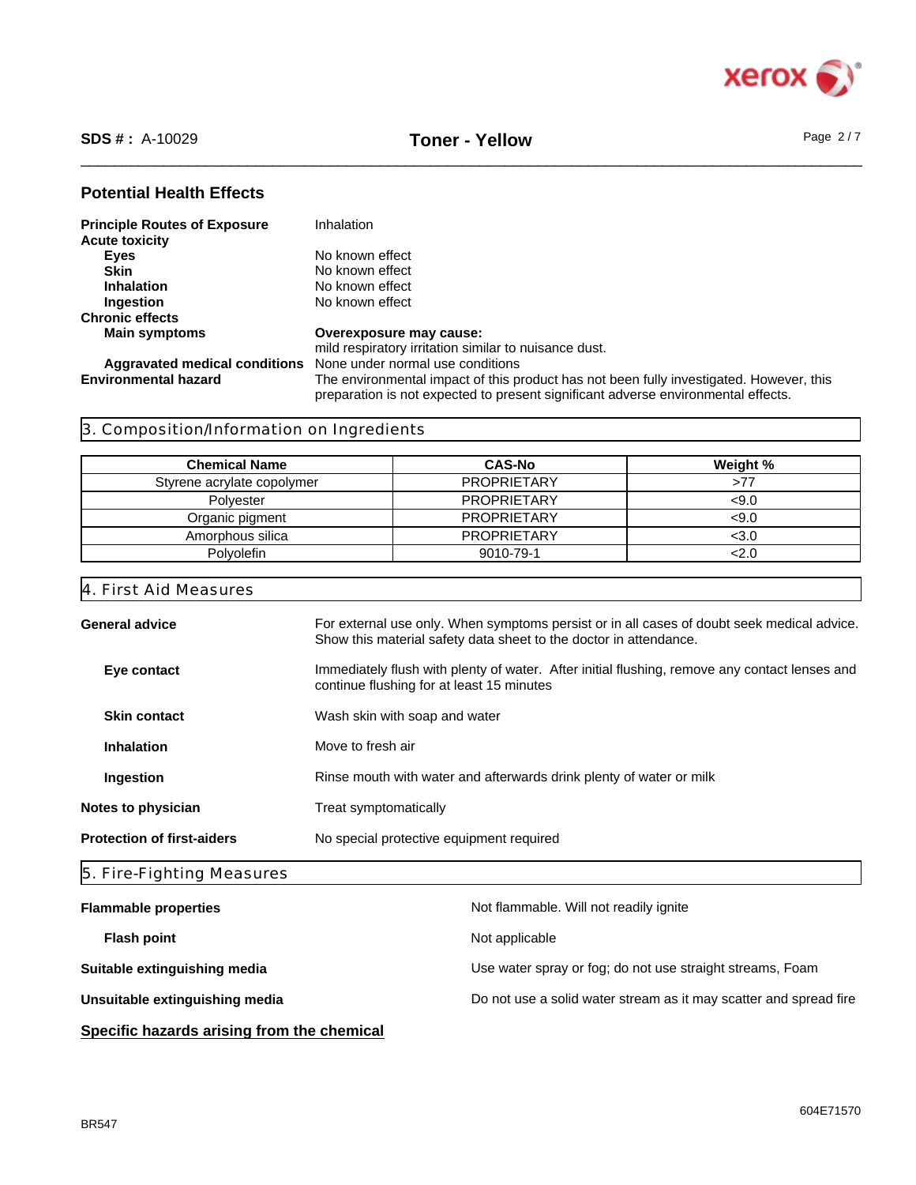## Potential Health Effects

**Principle Routes of Exposure** Inhalation

**Acute toxicity**

- **Eyes** No known effect
- **Skin** No known effect
- **Inhalation** No known effect
- **Ingestion** No known effect

**Chronic effects**

- **Main symptoms** **Overexposure may cause:** mild respiratory irritation similar to nuisance dust.
- **Aggravated medical conditions** None under normal use conditions

**Environmental hazard** The environmental impact of this product has not been fully investigated. However, this preparation is not expected to present significant adverse environmental effects.

## 3. Composition/Information on Ingredients

| Chemical Name | CAS-No | Weight % |
|---|---|---|
| Styrene acrylate copolymer | PROPRIETARY | >77 |
| Polyester | PROPRIETARY | <9.0 |
| Organic pigment | PROPRIETARY | <9.0 |
| Amorphous silica | PROPRIETARY | <3.0 |
| Polyolefin | 9010-79-1 | <2.0 |

## 4. First Aid Measures

**General advice** For external use only. When symptoms persist or in all cases of doubt seek medical advice. Show this material safety data sheet to the doctor in attendance.

**Eye contact** Immediately flush with plenty of water. After initial flushing, remove any contact lenses and continue flushing for at least 15 minutes

**Skin contact** Wash skin with soap and water

**Inhalation** Move to fresh air

**Ingestion** Rinse mouth with water and afterwards drink plenty of water or milk

**Notes to physician** Treat symptomatically

**Protection of first-aiders** No special protective equipment required

## 5. Fire-Fighting Measures

**Flammable properties** Not flammable. Will not readily ignite

**Flash point** Not applicable

**Suitable extinguishing media** Use water spray or fog; do not use straight streams, Foam

**Unsuitable extinguishing media** Do not use a solid water stream as it may scatter and spread fire

**Specific hazards arising from the chemical**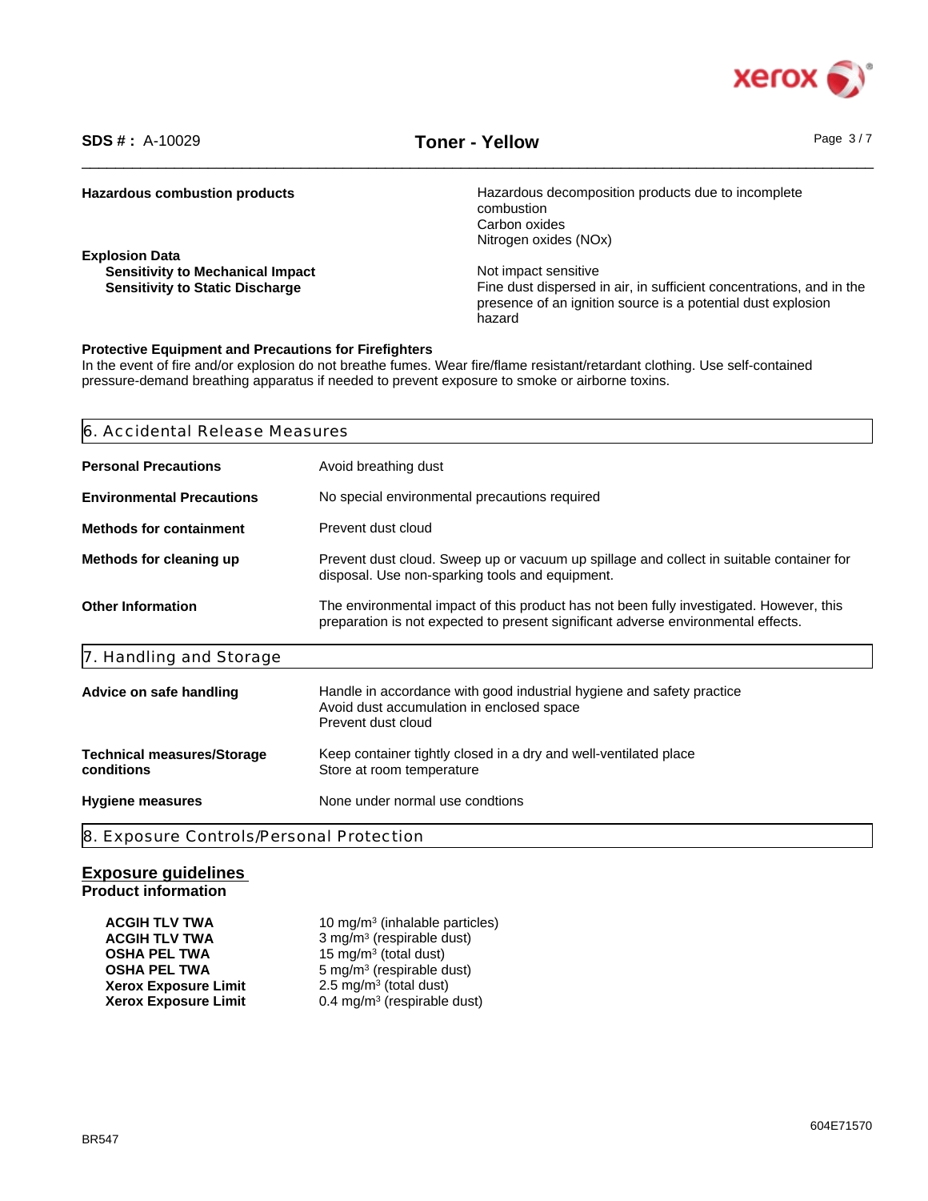| | |
|---|---|
| **Hazardous combustion products** | Hazardous decomposition products due to incomplete combustion<br>Carbon oxides<br>Nitrogen oxides (NOx) |
| **Explosion Data** | |
| **Sensitivity to Mechanical Impact** | Not impact sensitive |
| **Sensitivity to Static Discharge** | Fine dust dispersed in air, in sufficient concentrations, and in the presence of an ignition source is a potential dust explosion hazard |

**Protective Equipment and Precautions for Firefighters**

In the event of fire and/or explosion do not breathe fumes. Wear fire/flame resistant/retardant clothing. Use self-contained pressure-demand breathing apparatus if needed to prevent exposure to smoke or airborne toxins.

## 6. Accidental Release Measures

| | |
|---|---|
| **Personal Precautions** | Avoid breathing dust |
| **Environmental Precautions** | No special environmental precautions required |
| **Methods for containment** | Prevent dust cloud |
| **Methods for cleaning up** | Prevent dust cloud. Sweep up or vacuum up spillage and collect in suitable container for disposal. Use non-sparking tools and equipment. |
| **Other Information** | The environmental impact of this product has not been fully investigated. However, this preparation is not expected to present significant adverse environmental effects. |

## 7. Handling and Storage

| | |
|---|---|
| **Advice on safe handling** | Handle in accordance with good industrial hygiene and safety practice<br>Avoid dust accumulation in enclosed space<br>Prevent dust cloud |
| **Technical measures/Storage conditions** | Keep container tightly closed in a dry and well-ventilated place<br>Store at room temperature |
| **Hygiene measures** | None under normal use condtions |

## 8. Exposure Controls/Personal Protection

### Exposure guidelines

**Product information**

| | |
|---|---|
| **ACGIH TLV TWA** | 10 mg/m$^3$ (inhalable particles) |
| **ACGIH TLV TWA** | 3 mg/m$^3$ (respirable dust) |
| **OSHA PEL TWA** | 15 mg/m$^3$ (total dust) |
| **OSHA PEL TWA** | 5 mg/m$^3$ (respirable dust) |
| **Xerox Exposure Limit** | 2.5 mg/m$^3$ (total dust) |
| **Xerox Exposure Limit** | 0.4 mg/m$^3$ (respirable dust) |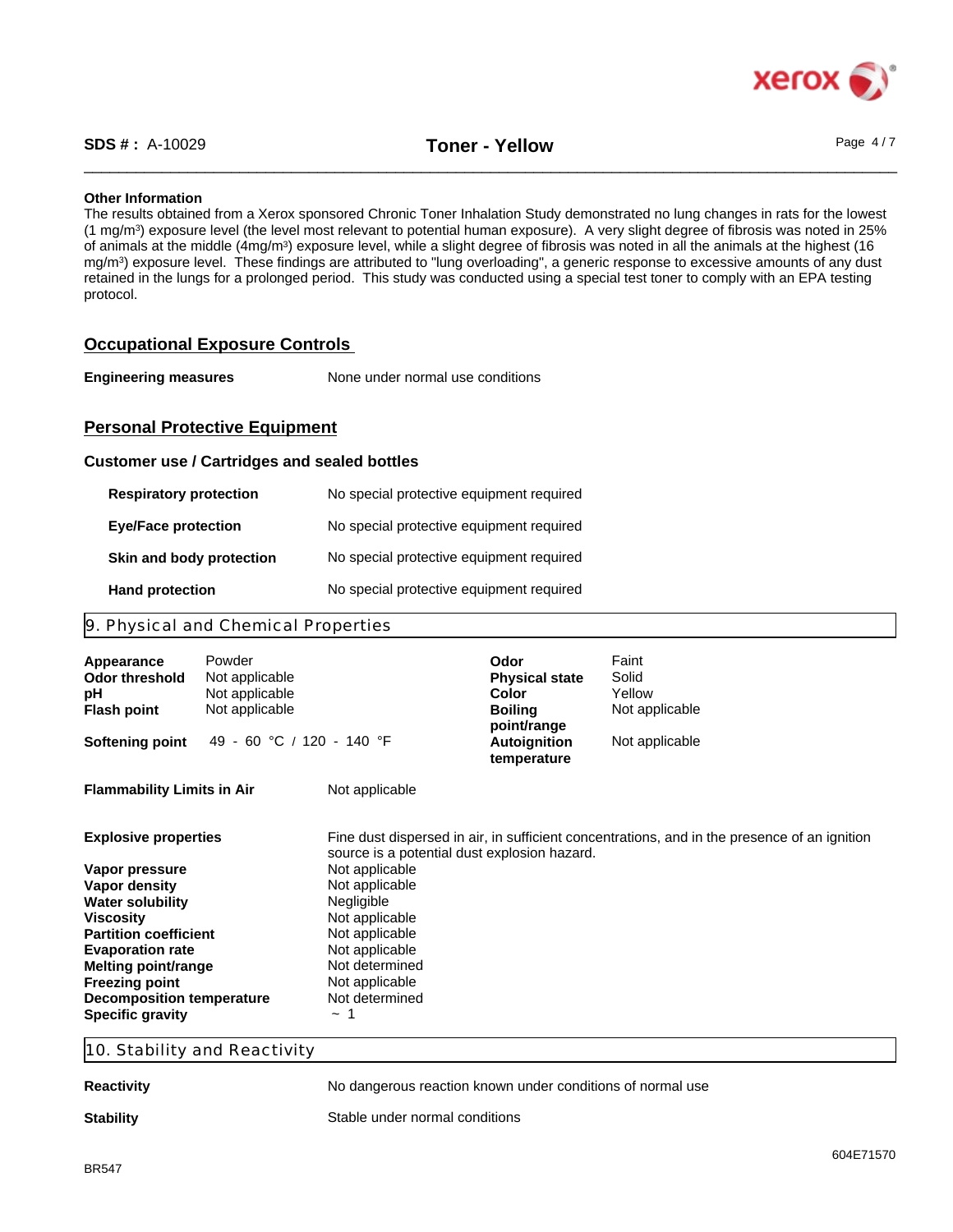**Other Information**

The results obtained from a Xerox sponsored Chronic Toner Inhalation Study demonstrated no lung changes in rats for the lowest (1 mg/m$^3$) exposure level (the level most relevant to potential human exposure). A very slight degree of fibrosis was noted in 25% of animals at the middle (4mg/m$^3$) exposure level, while a slight degree of fibrosis was noted in all the animals at the highest (16 mg/m$^3$) exposure level. These findings are attributed to "lung overloading", a generic response to excessive amounts of any dust retained in the lungs for a prolonged period. This study was conducted using a special test toner to comply with an EPA testing protocol.

## Occupational Exposure Controls

**Engineering measures** None under normal use conditions

## Personal Protective Equipment

### Customer use / Cartridges and sealed bottles

| | |
|---|---|
| **Respiratory protection** | No special protective equipment required |
| **Eye/Face protection** | No special protective equipment required |
| **Skin and body protection** | No special protective equipment required |
| **Hand protection** | No special protective equipment required |

## 9. Physical and Chemical Properties

| | | | |
|---|---|---|---|
| **Appearance** | Powder | **Odor** | Faint |
| **Odor threshold** | Not applicable | **Physical state** | Solid |
| **pH** | Not applicable | **Color** | Yellow |
| **Flash point** | Not applicable | **Boiling point/range** | Not applicable |
| **Softening point** | 49 - 60 °C / 120 - 140 °F | **Autoignition temperature** | Not applicable |

**Flammability Limits in Air** Not applicable

| | |
|---|---|
| **Explosive properties** | Fine dust dispersed in air, in sufficient concentrations, and in the presence of an ignition source is a potential dust explosion hazard. |
| **Vapor pressure** | Not applicable |
| **Vapor density** | Not applicable |
| **Water solubility** | Negligible |
| **Viscosity** | Not applicable |
| **Partition coefficient** | Not applicable |
| **Evaporation rate** | Not applicable |
| **Melting point/range** | Not determined |
| **Freezing point** | Not applicable |
| **Decomposition temperature** | Not determined |
| **Specific gravity** | ~ 1 |

## 10. Stability and Reactivity

| | |
|---|---|
| **Reactivity** | No dangerous reaction known under conditions of normal use |
| **Stability** | Stable under normal conditions |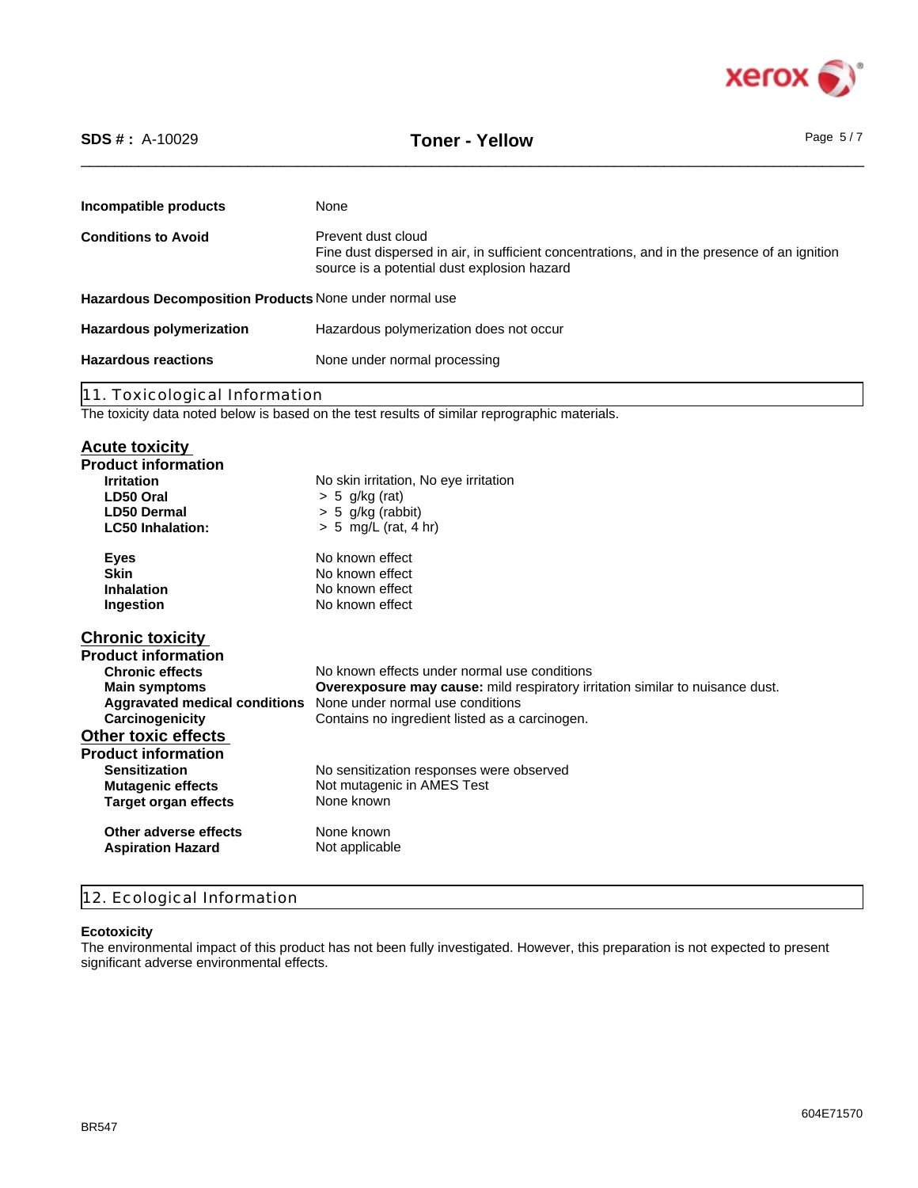| | |
|---|---|
| **Incompatible products** | None |
| **Conditions to Avoid** | Prevent dust cloud<br>Fine dust dispersed in air, in sufficient concentrations, and in the presence of an ignition source is a potential dust explosion hazard |
| **Hazardous Decomposition Products** | None under normal use |
| **Hazardous polymerization** | Hazardous polymerization does not occur |
| **Hazardous reactions** | None under normal processing |

## 11. Toxicological Information

The toxicity data noted below is based on the test results of similar reprographic materials.

### Acute toxicity

**Product information**

| | |
|---|---|
| **Irritation** | No skin irritation, No eye irritation |
| **LD50 Oral** | > 5 g/kg (rat) |
| **LD50 Dermal** | > 5 g/kg (rabbit) |
| **LC50 Inhalation:** | > 5 mg/L (rat, 4 hr) |
| **Eyes** | No known effect |
| **Skin** | No known effect |
| **Inhalation** | No known effect |
| **Ingestion** | No known effect |

### Chronic toxicity

**Product information**

| | |
|---|---|
| **Chronic effects** | No known effects under normal use conditions |
| **Main symptoms** | **Overexposure may cause:** mild respiratory irritation similar to nuisance dust. |
| **Aggravated medical conditions** | None under normal use conditions |
| **Carcinogenicity** | Contains no ingredient listed as a carcinogen. |

### Other toxic effects

**Product information**

| | |
|---|---|
| **Sensitization** | No sensitization responses were observed |
| **Mutagenic effects** | Not mutagenic in AMES Test |
| **Target organ effects** | None known |
| **Other adverse effects** | None known |
| **Aspiration Hazard** | Not applicable |

## 12. Ecological Information

**Ecotoxicity**

The environmental impact of this product has not been fully investigated. However, this preparation is not expected to present significant adverse environmental effects.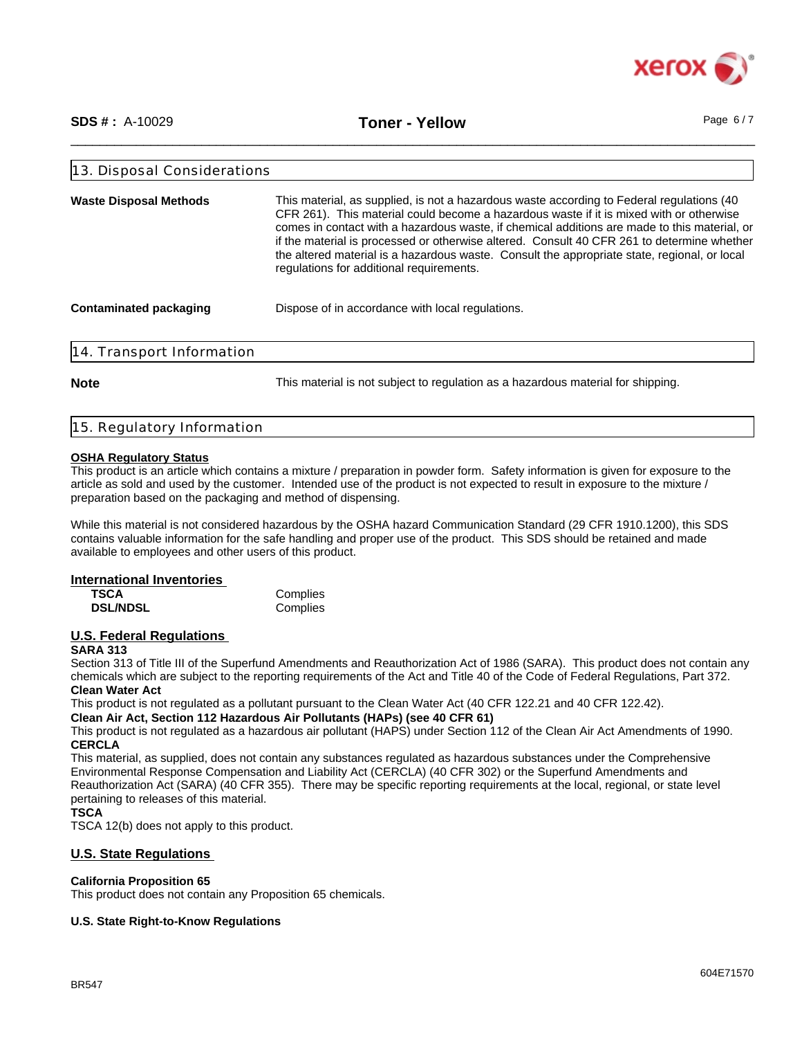## 13. Disposal Considerations

| | |
|---|---|
| **Waste Disposal Methods** | This material, as supplied, is not a hazardous waste according to Federal regulations (40 CFR 261). This material could become a hazardous waste if it is mixed with or otherwise comes in contact with a hazardous waste, if chemical additions are made to this material, or if the material is processed or otherwise altered. Consult 40 CFR 261 to determine whether the altered material is a hazardous waste. Consult the appropriate state, regional, or local regulations for additional requirements. |
| **Contaminated packaging** | Dispose of in accordance with local regulations. |

## 14. Transport Information

| | |
|---|---|
| **Note** | This material is not subject to regulation as a hazardous material for shipping. |

## 15. Regulatory Information

**OSHA Regulatory Status**

This product is an article which contains a mixture / preparation in powder form. Safety information is given for exposure to the article as sold and used by the customer. Intended use of the product is not expected to result in exposure to the mixture / preparation based on the packaging and method of dispensing.

While this material is not considered hazardous by the OSHA hazard Communication Standard (29 CFR 1910.1200), this SDS contains valuable information for the safe handling and proper use of the product. This SDS should be retained and made available to employees and other users of this product.

**International Inventories**

| | |
|---|---|
| **TSCA** | Complies |
| **DSL/NDSL** | Complies |

**U.S. Federal Regulations**

**SARA 313**

Section 313 of Title III of the Superfund Amendments and Reauthorization Act of 1986 (SARA). This product does not contain any chemicals which are subject to the reporting requirements of the Act and Title 40 of the Code of Federal Regulations, Part 372.

**Clean Water Act**

This product is not regulated as a pollutant pursuant to the Clean Water Act (40 CFR 122.21 and 40 CFR 122.42).

**Clean Air Act, Section 112 Hazardous Air Pollutants (HAPs) (see 40 CFR 61)**

This product is not regulated as a hazardous air pollutant (HAPS) under Section 112 of the Clean Air Act Amendments of 1990.

**CERCLA**

This material, as supplied, does not contain any substances regulated as hazardous substances under the Comprehensive Environmental Response Compensation and Liability Act (CERCLA) (40 CFR 302) or the Superfund Amendments and Reauthorization Act (SARA) (40 CFR 355). There may be specific reporting requirements at the local, regional, or state level pertaining to releases of this material.

**TSCA**

TSCA 12(b) does not apply to this product.

**U.S. State Regulations**

**California Proposition 65**

This product does not contain any Proposition 65 chemicals.

**U.S. State Right-to-Know Regulations**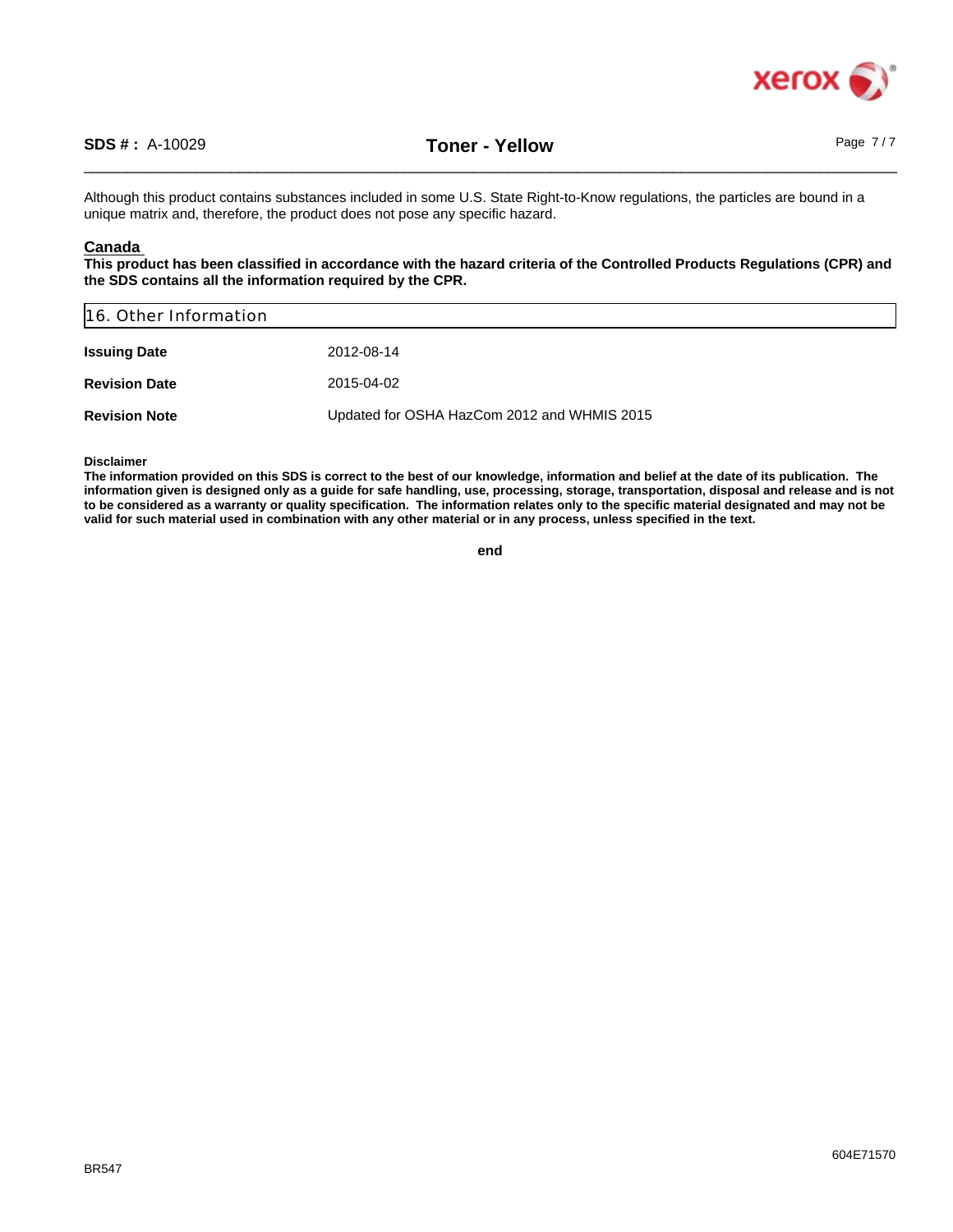Although this product contains substances included in some U.S. State Right-to-Know regulations, the particles are bound in a unique matrix and, therefore, the product does not pose any specific hazard.

**Canada**

**This product has been classified in accordance with the hazard criteria of the Controlled Products Regulations (CPR) and the SDS contains all the information required by the CPR.**

## 16. Other Information

**Issuing Date** 2012-08-14

**Revision Date** 2015-04-02

**Revision Note** Updated for OSHA HazCom 2012 and WHMIS 2015

**Disclaimer**

**The information provided on this SDS is correct to the best of our knowledge, information and belief at the date of its publication. The information given is designed only as a guide for safe handling, use, processing, storage, transportation, disposal and release and is not to be considered as a warranty or quality specification. The information relates only to the specific material designated and may not be valid for such material used in combination with any other material or in any process, unless specified in the text.**

**end**